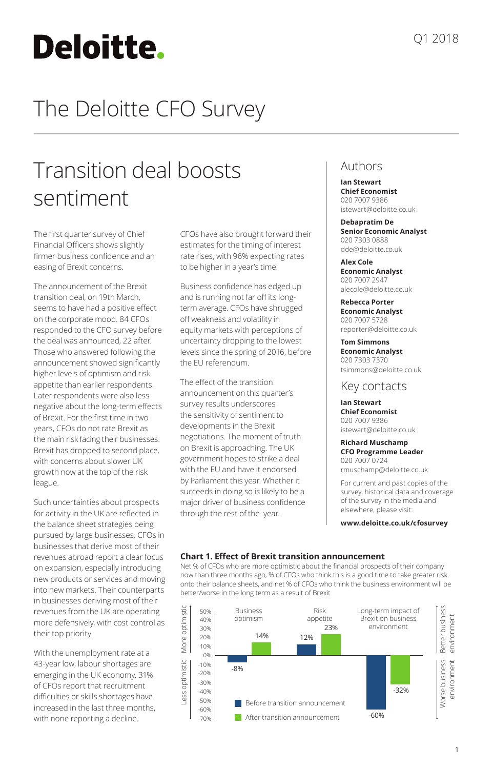Deloitte.

Q1 2018

# The Deloitte CFO Survey

## Transition deal boosts sentiment

The first quarter survey of Chief Financial Officers shows slightly firmer business confidence and an easing of Brexit concerns.

The announcement of the Brexit transition deal, on 19th March, seems to have had a positive effect on the corporate mood. 84 CFOs responded to the CFO survey before the deal was announced, 22 after. Those who answered following the announcement showed significantly higher levels of optimism and risk appetite than earlier respondents. Later respondents were also less negative about the long-term effects of Brexit. For the first time in two years, CFOs do not rate Brexit as the main risk facing their businesses. Brexit has dropped to second place, with concerns about slower UK growth now at the top of the risk league.

Such uncertainties about prospects for activity in the UK are reflected in the balance sheet strategies being pursued by large businesses. CFOs in businesses that derive most of their revenues abroad report a clear focus on expansion, especially introducing new products or services and moving into new markets. Their counterparts in businesses deriving most of their revenues from the UK are operating more defensively, with cost control as their top priority.

With the unemployment rate at a 43-year low, labour shortages are emerging in the UK economy. 31% of CFOs report that recruitment difficulties or skills shortages have increased in the last three months, with none reporting a decline.

CFOs have also brought forward their estimates for the timing of interest rate rises, with 96% expecting rates to be higher in a year's time.

Business confidence has edged up and is running not far off its long-term average. CFOs have shrugged off weakness and volatility in equity markets with perceptions of uncertainty dropping to the lowest levels since the spring of 2016, before the EU referendum.

The effect of the transition announcement on this quarter's survey results underscores the sensitivity of sentiment to developments in the Brexit negotiations. The moment of truth on Brexit is approaching. The UK government hopes to strike a deal with the EU and have it endorsed by Parliament this year. Whether it succeeds in doing so is likely to be a major driver of business confidence through the rest of the year.

### Authors

**Ian Stewart**
**Chief Economist**
020 7007 9386
istewart@deloitte.co.uk

**Debapratim De**
**Senior Economic Analyst**
020 7303 0888
dde@deloitte.co.uk

**Alex Cole**
**Economic Analyst**
020 7007 2947
alecole@deloitte.co.uk

**Rebecca Porter**
**Economic Analyst**
020 7007 5728
reporter@deloitte.co.uk

**Tom Simmons**
**Economic Analyst**
020 7303 7370
tsimmons@deloitte.co.uk

### Key contacts

**Ian Stewart**
**Chief Economist**
020 7007 9386
istewart@deloitte.co.uk

**Richard Muschamp**
**CFO Programme Leader**
020 7007 0724
rmuschamp@deloitte.co.uk

For current and past copies of the survey, historical data and coverage of the survey in the media and elsewhere, please visit:

**www.deloitte.co.uk/cfosurvey**

**Chart 1. Effect of Brexit transition announcement**

Net % of CFOs who are more optimistic about the financial prospects of their company now than three months ago, % of CFOs who think this is a good time to take greater risk onto their balance sheets, and net % of CFOs who think the business environment will be better/worse in the long term as a result of Brexit

| | Before transition announcement | After transition announcement |
|---|---|---|
| Business optimism | -8% | 14% |
| Risk appetite | 12% | 23% |
| Long-term impact of Brexit on business environment | -60% | -32% |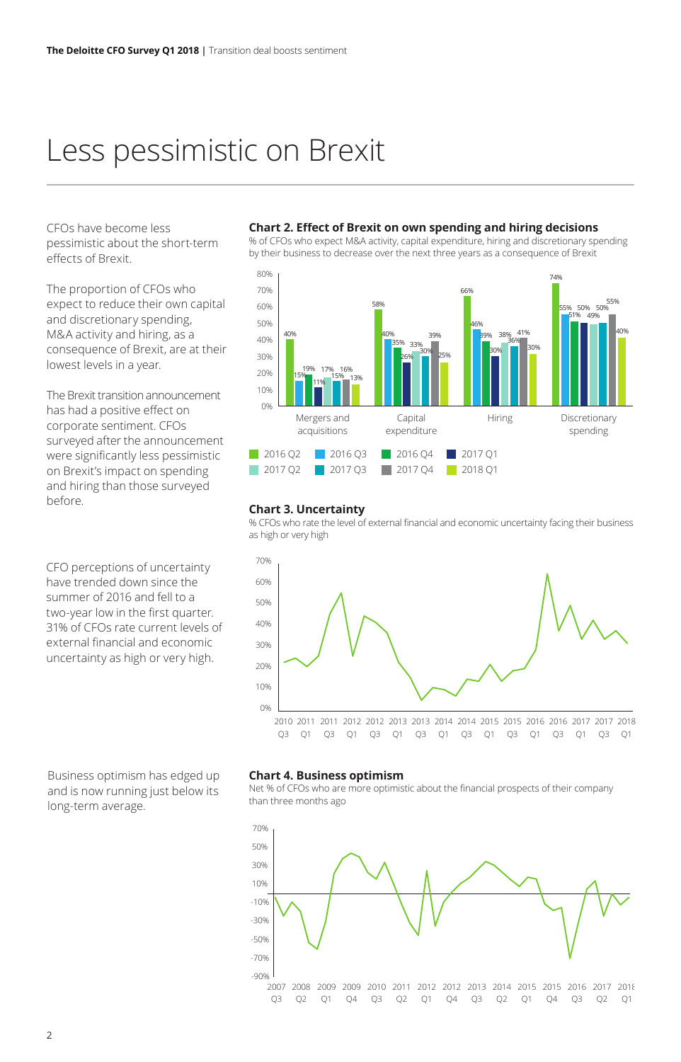# Less pessimistic on Brexit

CFOs have become less pessimistic about the short-term effects of Brexit.

The proportion of CFOs who expect to reduce their own capital and discretionary spending, M&A activity and hiring, as a consequence of Brexit, are at their lowest levels in a year.

The Brexit transition announcement has had a positive effect on corporate sentiment. CFOs surveyed after the announcement were significantly less pessimistic on Brexit's impact on spending and hiring than those surveyed before.

### Chart 2. Effect of Brexit on own spending and hiring decisions

% of CFOs who expect M&A activity, capital expenditure, hiring and discretionary spending by their business to decrease over the next three years as a consequence of Brexit

| | 2016 Q2 | 2016 Q3 | 2016 Q4 | 2017 Q1 | 2017 Q2 | 2017 Q3 | 2017 Q4 | 2018 Q1 |
|---|---|---|---|---|---|---|---|---|
| Mergers and acquisitions | 40% | 15% | 19% | 11% | 17% | 15% | 16% | 13% |
| Capital expenditure | 58% | 40% | 35% | 26% | 33% | 30% | 39% | 25% |
| Hiring | 66% | 46% | 39% | 30% | 38% | 36% | 41% | 30% |
| Discretionary spending | 74% | 55% | 51% | 50% | 49% | 50% | 55% | 40% |

CFO perceptions of uncertainty have trended down since the summer of 2016 and fell to a two-year low in the first quarter. 31% of CFOs rate current levels of external financial and economic uncertainty as high or very high.

### Chart 3. Uncertainty

% CFOs who rate the level of external financial and economic uncertainty facing their business as high or very high

Business optimism has edged up and is now running just below its long-term average.

### Chart 4. Business optimism

Net % of CFOs who are more optimistic about the financial prospects of their company than three months ago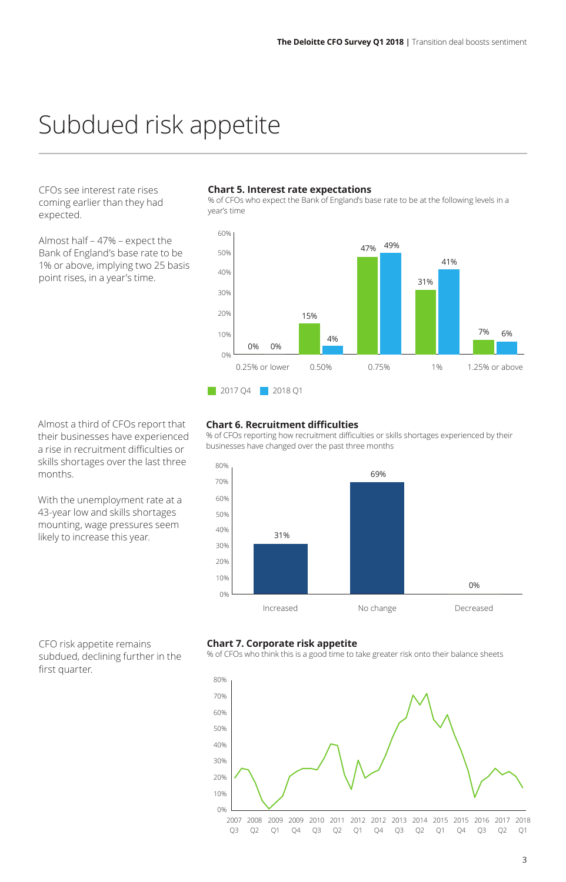# Subdued risk appetite

CFOs see interest rate rises coming earlier than they had expected.

Almost half – 47% – expect the Bank of England's base rate to be 1% or above, implying two 25 basis point rises, in a year's time.

**Chart 5. Interest rate expectations**

% of CFOs who expect the Bank of England's base rate to be at the following levels in a year's time

| | 2017 Q4 | 2018 Q1 |
|---|---|---|
| 0.25% or lower | 0% | 0% |
| 0.50% | 15% | 4% |
| 0.75% | 47% | 49% |
| 1% | 31% | 41% |
| 1.25% or above | 7% | 6% |

Almost a third of CFOs report that their businesses have experienced a rise in recruitment difficulties or skills shortages over the last three months.

With the unemployment rate at a 43-year low and skills shortages mounting, wage pressures seem likely to increase this year.

**Chart 6. Recruitment difficulties**

% of CFOs reporting how recruitment difficulties or skills shortages experienced by their businesses have changed over the past three months

| | % |
|---|---|
| Increased | 31% |
| No change | 69% |
| Decreased | 0% |

CFO risk appetite remains subdued, declining further in the first quarter.

**Chart 7. Corporate risk appetite**

% of CFOs who think this is a good time to take greater risk onto their balance sheets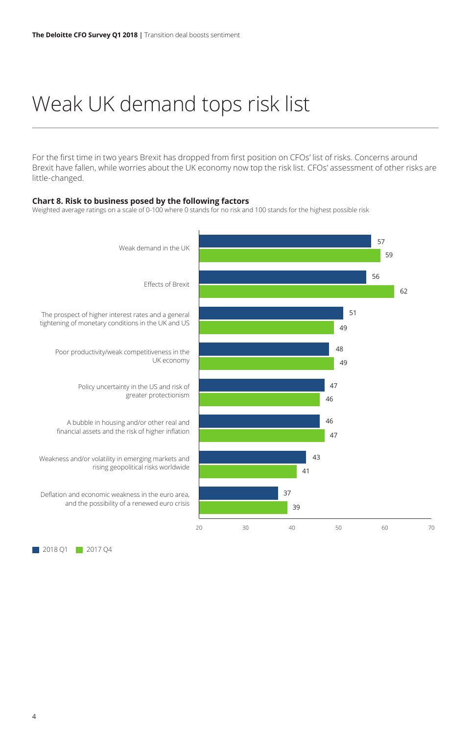# Weak UK demand tops risk list

For the first time in two years Brexit has dropped from first position on CFOs' list of risks. Concerns around Brexit have fallen, while worries about the UK economy now top the risk list. CFOs' assessment of other risks are little-changed.

**Chart 8. Risk to business posed by the following factors**

Weighted average ratings on a scale of 0-100 where 0 stands for no risk and 100 stands for the highest possible risk

| Factor | 2018 Q1 | 2017 Q4 |
| --- | --- | --- |
| Weak demand in the UK | 57 | 59 |
| Effects of Brexit | 56 | 62 |
| The prospect of higher interest rates and a general tightening of monetary conditions in the UK and US | 51 | 49 |
| Poor productivity/weak competitiveness in the UK economy | 48 | 49 |
| Policy uncertainty in the US and risk of greater protectionism | 47 | 46 |
| A bubble in housing and/or other real and financial assets and the risk of higher inflation | 46 | 47 |
| Weakness and/or volatility in emerging markets and rising geopolitical risks worldwide | 43 | 41 |
| Deflation and economic weakness in the euro area, and the possibility of a renewed euro crisis | 37 | 39 |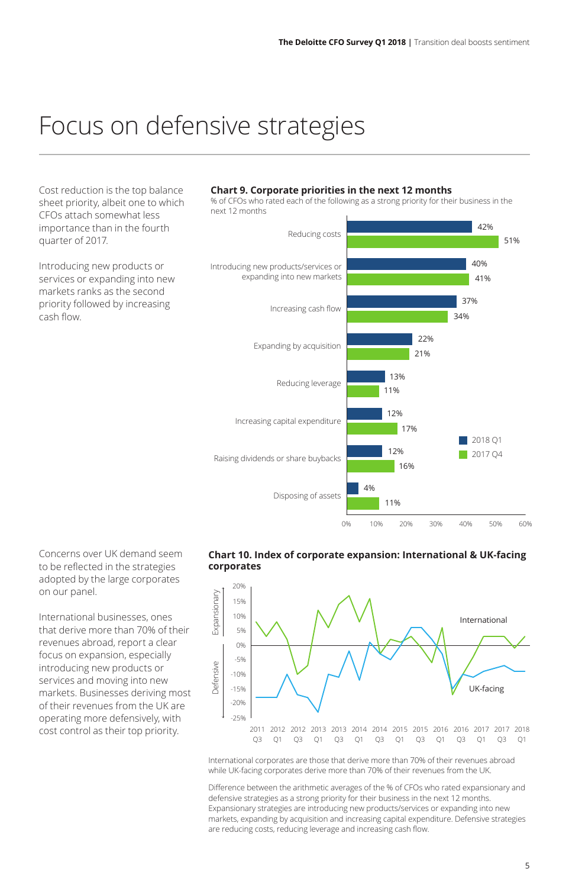# Focus on defensive strategies

Cost reduction is the top balance sheet priority, albeit one to which CFOs attach somewhat less importance than in the fourth quarter of 2017.

Introducing new products or services or expanding into new markets ranks as the second priority followed by increasing cash flow.

**Chart 9. Corporate priorities in the next 12 months**

% of CFOs who rated each of the following as a strong priority for their business in the next 12 months

| | 2018 Q1 | 2017 Q4 |
|---|---|---|
| Reducing costs | 42% | 51% |
| Introducing new products/services or expanding into new markets | 40% | 41% |
| Increasing cash flow | 37% | 34% |
| Expanding by acquisition | 22% | 21% |
| Reducing leverage | 13% | 11% |
| Increasing capital expenditure | 12% | 17% |
| Raising dividends or share buybacks | 12% | 16% |
| Disposing of assets | 4% | 11% |

Concerns over UK demand seem to be reflected in the strategies adopted by the large corporates on our panel.

International businesses, ones that derive more than 70% of their revenues abroad, report a clear focus on expansion, especially introducing new products or services and moving into new markets. Businesses deriving most of their revenues from the UK are operating more defensively, with cost control as their top priority.

**Chart 10. Index of corporate expansion: International & UK-facing corporates**

International corporates are those that derive more than 70% of their revenues abroad while UK-facing corporates derive more than 70% of their revenues from the UK.

Difference between the arithmetic averages of the % of CFOs who rated expansionary and defensive strategies as a strong priority for their business in the next 12 months. Expansionary strategies are introducing new products/services or expanding into new markets, expanding by acquisition and increasing capital expenditure. Defensive strategies are reducing costs, reducing leverage and increasing cash flow.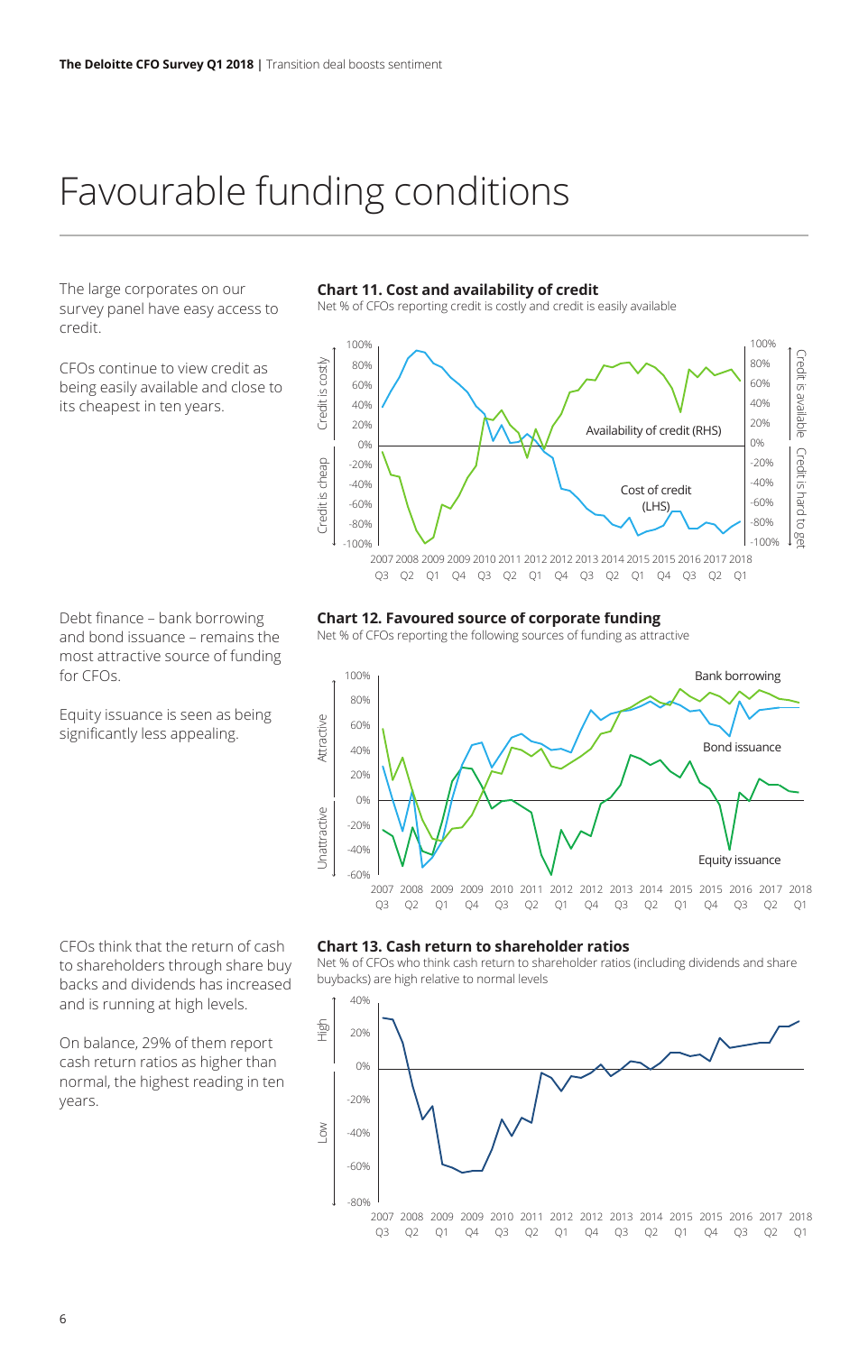# Favourable funding conditions

The large corporates on our survey panel have easy access to credit.

CFOs continue to view credit as being easily available and close to its cheapest in ten years.

**Chart 11. Cost and availability of credit**

Net % of CFOs reporting credit is costly and credit is easily available

Debt finance – bank borrowing and bond issuance – remains the most attractive source of funding for CFOs.

Equity issuance is seen as being significantly less appealing.

**Chart 12. Favoured source of corporate funding**

Net % of CFOs reporting the following sources of funding as attractive

CFOs think that the return of cash to shareholders through share buy backs and dividends has increased and is running at high levels.

On balance, 29% of them report cash return ratios as higher than normal, the highest reading in ten years.

**Chart 13. Cash return to shareholder ratios**

Net % of CFOs who think cash return to shareholder ratios (including dividends and share buybacks) are high relative to normal levels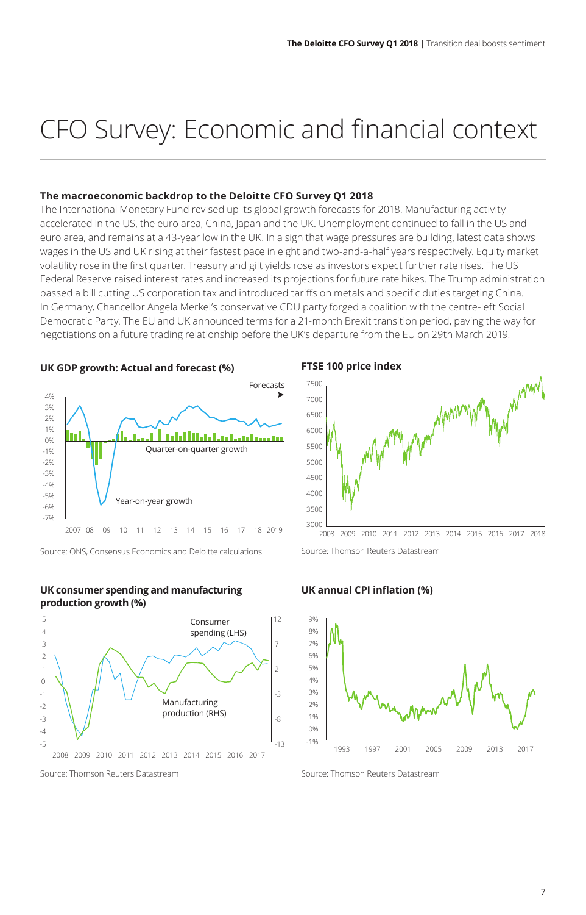# CFO Survey: Economic and financial context

### The macroeconomic backdrop to the Deloitte CFO Survey Q1 2018

The International Monetary Fund revised up its global growth forecasts for 2018. Manufacturing activity accelerated in the US, the euro area, China, Japan and the UK. Unemployment continued to fall in the US and euro area, and remains at a 43-year low in the UK. In a sign that wage pressures are building, latest data shows wages in the US and UK rising at their fastest pace in eight and two-and-a-half years respectively. Equity market volatility rose in the first quarter. Treasury and gilt yields rose as investors expect further rate rises. The US Federal Reserve raised interest rates and increased its projections for future rate hikes. The Trump administration passed a bill cutting US corporation tax and introduced tariffs on metals and specific duties targeting China. In Germany, Chancellor Angela Merkel's conservative CDU party forged a coalition with the centre-left Social Democratic Party. The EU and UK announced terms for a 21-month Brexit transition period, paving the way for negotiations on a future trading relationship before the UK's departure from the EU on 29th March 2019.

**UK GDP growth: Actual and forecast (%)**

Source: ONS, Consensus Economics and Deloitte calculations

**FTSE 100 price index**

Source: Thomson Reuters Datastream

**UK consumer spending and manufacturing production growth (%)**

Source: Thomson Reuters Datastream

**UK annual CPI inflation (%)**

Source: Thomson Reuters Datastream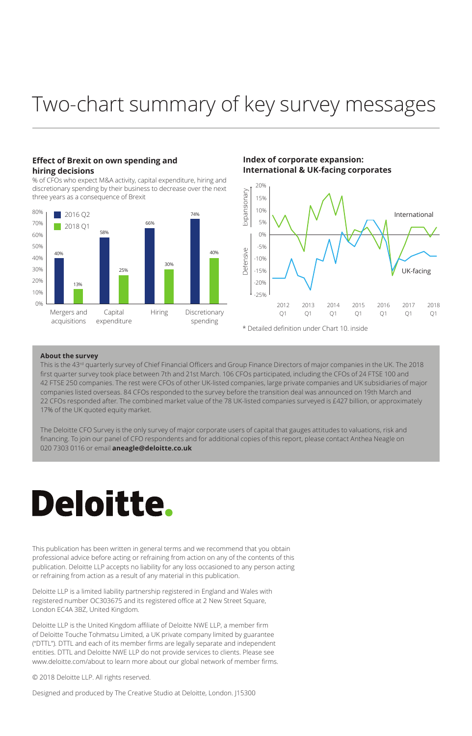# Two-chart summary of key survey messages

### Effect of Brexit on own spending and hiring decisions

% of CFOs who expect M&A activity, capital expenditure, hiring and discretionary spending by their business to decrease over the next three years as a consequence of Brexit

2016 Q2
2018 Q1

80%
70%
60%
50%
40%
30%
20%
10%
0%

40% 13%
58% 25%
66% 30%
74% 40%

Mergers and acquisitions
Capital expenditure
Hiring
Discretionary spending

### Index of corporate expansion: International & UK-facing corporates

Expansionary
Defensive

20%
15%
10%
5%
0%
-5%
-10%
-15%
-20%
-25%

International
UK-facing

2012 Q1
2013 Q1
2014 Q1
2015 Q1
2016 Q1
2017 Q1
2018 Q1

\* Detailed definition under Chart 10. inside

**About the survey**

This is the 43rd quarterly survey of Chief Financial Officers and Group Finance Directors of major companies in the UK. The 2018 first quarter survey took place between 7th and 21st March. 106 CFOs participated, including the CFOs of 24 FTSE 100 and 42 FTSE 250 companies. The rest were CFOs of other UK-listed companies, large private companies and UK subsidiaries of major companies listed overseas. 84 CFOs responded to the survey before the transition deal was announced on 19th March and 22 CFOs responded after. The combined market value of the 78 UK-listed companies surveyed is £427 billion, or approximately 17% of the UK quoted equity market.

The Deloitte CFO Survey is the only survey of major corporate users of capital that gauges attitudes to valuations, risk and financing. To join our panel of CFO respondents and for additional copies of this report, please contact Anthea Neagle on 020 7303 0116 or email **aneagle@deloitte.co.uk**

Deloitte.

This publication has been written in general terms and we recommend that you obtain professional advice before acting or refraining from action on any of the contents of this publication. Deloitte LLP accepts no liability for any loss occasioned to any person acting or refraining from action as a result of any material in this publication.

Deloitte LLP is a limited liability partnership registered in England and Wales with registered number OC303675 and its registered office at 2 New Street Square, London EC4A 3BZ, United Kingdom.

Deloitte LLP is the United Kingdom affiliate of Deloitte NWE LLP, a member firm of Deloitte Touche Tohmatsu Limited, a UK private company limited by guarantee ("DTTL"). DTTL and each of its member firms are legally separate and independent entities. DTTL and Deloitte NWE LLP do not provide services to clients. Please see www.deloitte.com/about to learn more about our global network of member firms.

© 2018 Deloitte LLP. All rights reserved.

Designed and produced by The Creative Studio at Deloitte, London. J15300